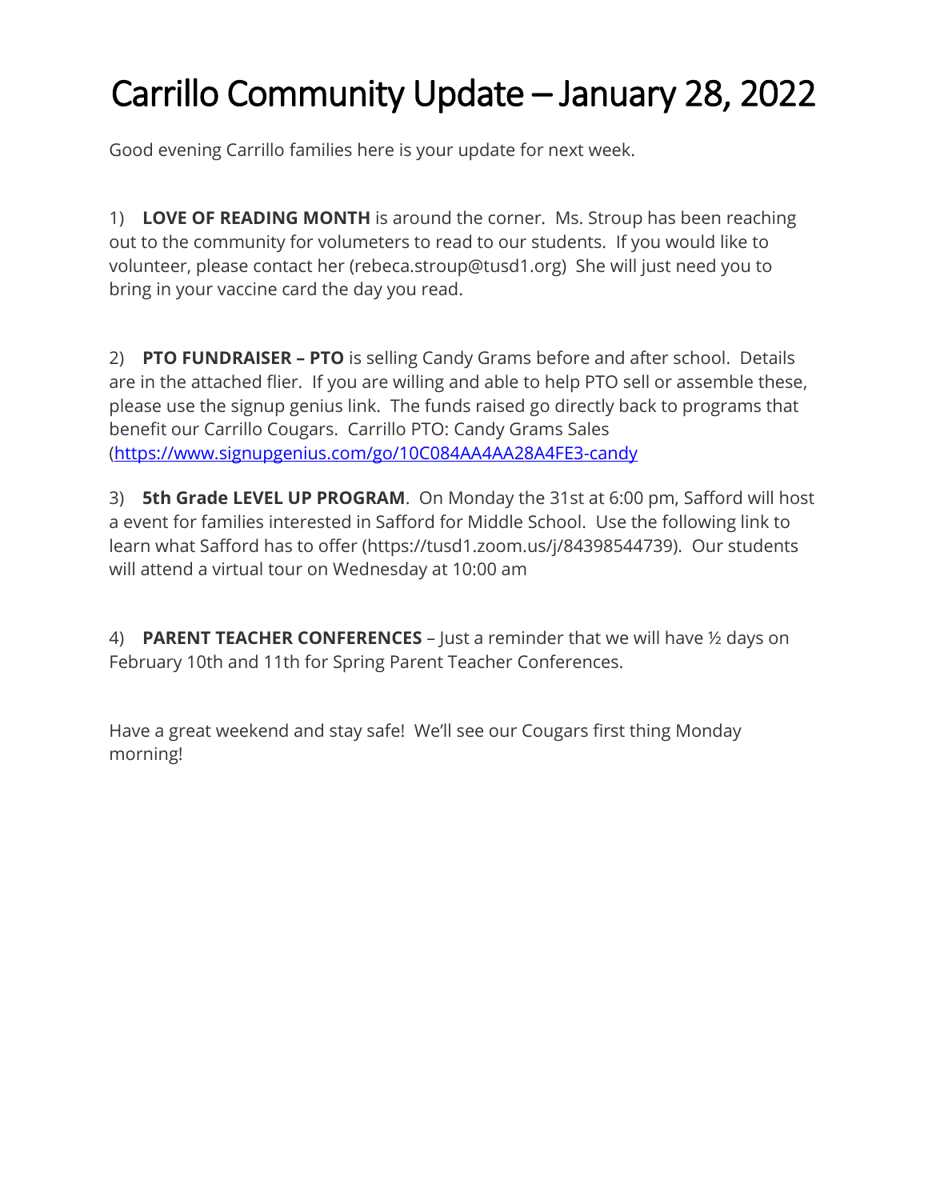# Carrillo Community Update – January 28, 2022

Good evening Carrillo families here is your update for next week.

1) **LOVE OF READING MONTH** is around the corner. Ms. Stroup has been reaching out to the community for volumeters to read to our students. If you would like to volunteer, please contact her (rebeca.stroup@tusd1.org) She will just need you to bring in your vaccine card the day you read.

2) **PTO FUNDRAISER – PTO** is selling Candy Grams before and after school. Details are in the attached flier. If you are willing and able to help PTO sell or assemble these, please use the signup genius link. The funds raised go directly back to programs that benefit our Carrillo Cougars. Carrillo PTO: Candy Grams Sales (https://www.signupgenius.com/go/10C084AA4AA28A4FE3-candy

3) **5th Grade LEVEL UP PROGRAM**. On Monday the 31st at 6:00 pm, Safford will host a event for families interested in Safford for Middle School. Use the following link to learn what Safford has to offer (https://tusd1.zoom.us/j/84398544739). Our students will attend a virtual tour on Wednesday at 10:00 am

4) **PARENT TEACHER CONFERENCES** – Just a reminder that we will have ½ days on February 10th and 11th for Spring Parent Teacher Conferences.

Have a great weekend and stay safe! We'll see our Cougars first thing Monday morning!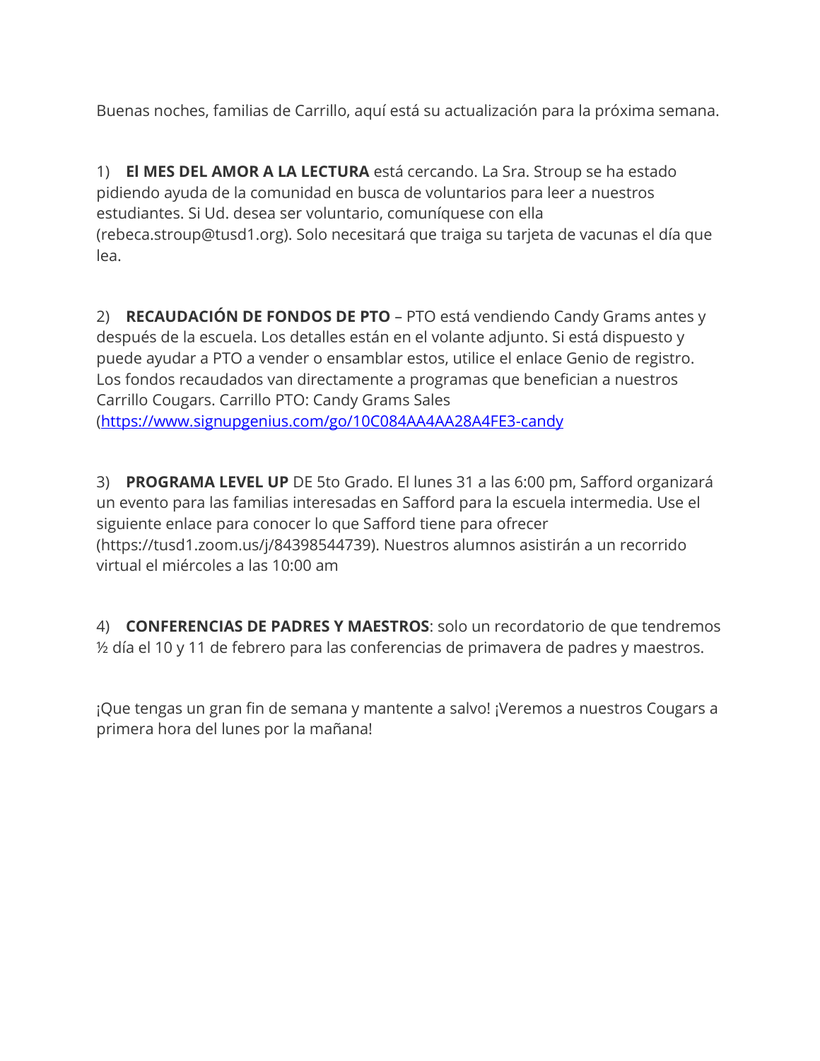Buenas noches, familias de Carrillo, aquí está su actualización para la próxima semana.

1) **El MES DEL AMOR A LA LECTURA** está cercando. La Sra. Stroup se ha estado pidiendo ayuda de la comunidad en busca de voluntarios para leer a nuestros estudiantes. Si Ud. desea ser voluntario, comuníquese con ella (rebeca.stroup@tusd1.org). Solo necesitará que traiga su tarjeta de vacunas el día que lea.

2) **RECAUDACIÓN DE FONDOS DE PTO** – PTO está vendiendo Candy Grams antes y después de la escuela. Los detalles están en el volante adjunto. Si está dispuesto y puede ayudar a PTO a vender o ensamblar estos, utilice el enlace Genio de registro. Los fondos recaudados van directamente a programas que benefician a nuestros Carrillo Cougars. Carrillo PTO: Candy Grams Sales ([https://www.signupgenius.com/go/10C084AA4AA28A4FE3-candy](https://www.signupgenius.com/go/10C084AA4AA28A4FE3-candy)

3) **PROGRAMA LEVEL UP** DE 5to Grado. El lunes 31 a las 6:00 pm, Safford organizará un evento para las familias interesadas en Safford para la escuela intermedia. Use el siguiente enlace para conocer lo que Safford tiene para ofrecer (https://tusd1.zoom.us/j/84398544739). Nuestros alumnos asistirán a un recorrido virtual el miércoles a las 10:00 am

4) **CONFERENCIAS DE PADRES Y MAESTROS**: solo un recordatorio de que tendremos ½ día el 10 y 11 de febrero para las conferencias de primavera de padres y maestros.

¡Que tengas un gran fin de semana y mantente a salvo! ¡Veremos a nuestros Cougars a primera hora del lunes por la mañana!